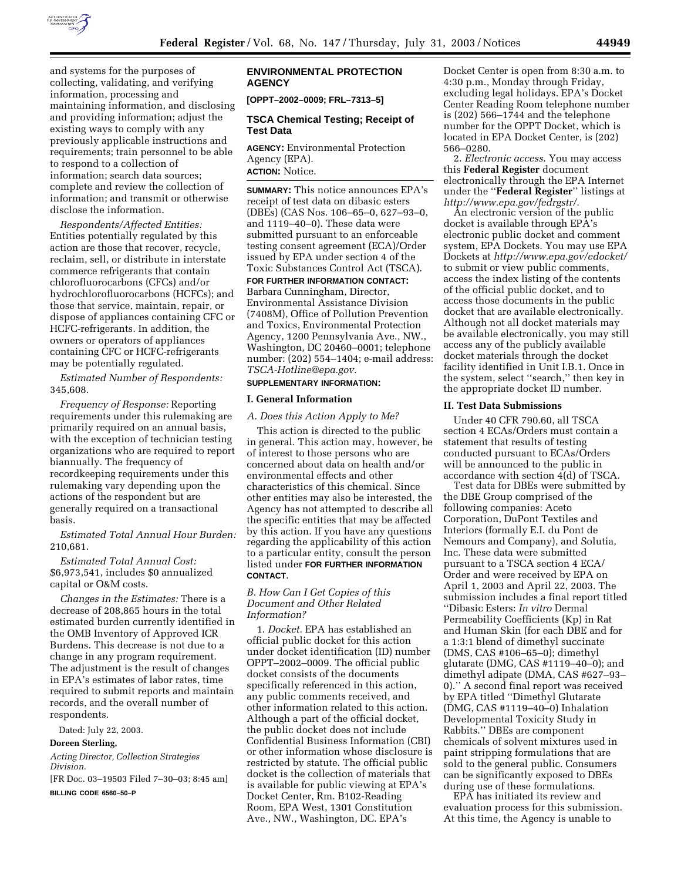and systems for the purposes of collecting, validating, and verifying information, processing and maintaining information, and disclosing and providing information; adjust the existing ways to comply with any previously applicable instructions and requirements; train personnel to be able to respond to a collection of information; search data sources; complete and review the collection of information; and transmit or otherwise disclose the information.

*Respondents/Affected Entities:* Entities potentially regulated by this action are those that recover, recycle, reclaim, sell, or distribute in interstate commerce refrigerants that contain chlorofluorocarbons (CFCs) and/or hydrochlorofluorocarbons (HCFCs); and those that service, maintain, repair, or dispose of appliances containing CFC or HCFC-refrigerants. In addition, the owners or operators of appliances containing CFC or HCFC-refrigerants may be potentially regulated.

*Estimated Number of Respondents:* 345,608.

*Frequency of Response:* Reporting requirements under this rulemaking are primarily required on an annual basis, with the exception of technician testing organizations who are required to report biannually. The frequency of recordkeeping requirements under this rulemaking vary depending upon the actions of the respondent but are generally required on a transactional basis.

*Estimated Total Annual Hour Burden:* 210,681.

*Estimated Total Annual Cost:* $6,973,541, includes $0 annualized capital or O&M costs.

*Changes in the Estimates:* There is a decrease of 208,865 hours in the total estimated burden currently identified in the OMB Inventory of Approved ICR Burdens. This decrease is not due to a change in any program requirement. The adjustment is the result of changes in EPA's estimates of labor rates, time required to submit reports and maintain records, and the overall number of respondents.

Dated: July 22, 2003.

**Doreen Sterling,**

*Acting Director, Collection Strategies Division.*

[FR Doc. 03–19503 Filed 7–30–03; 8:45 am]

**BILLING CODE 6560–50–P**

## ENVIRONMENTAL PROTECTION AGENCY

**[OPPT–2002–0009; FRL–7313–5]**

### TSCA Chemical Testing; Receipt of Test Data

**AGENCY:** Environmental Protection Agency (EPA).

**ACTION:** Notice.

**SUMMARY:** This notice announces EPA's receipt of test data on dibasic esters (DBEs) (CAS Nos. 106–65–0, 627–93–0, and 1119–40–0). These data were submitted pursuant to an enforceable testing consent agreement (ECA)/Order issued by EPA under section 4 of the Toxic Substances Control Act (TSCA).

**FOR FURTHER INFORMATION CONTACT:** Barbara Cunningham, Director, Environmental Assistance Division (7408M), Office of Pollution Prevention and Toxics, Environmental Protection Agency, 1200 Pennsylvania Ave., NW., Washington, DC 20460–0001; telephone number: (202) 554–1404; e-mail address: *TSCA-Hotline@epa.gov*.

**SUPPLEMENTARY INFORMATION:**

#### I. General Information

*A. Does this Action Apply to Me?*

This action is directed to the public in general. This action may, however, be of interest to those persons who are concerned about data on health and/or environmental effects and other characteristics of this chemical. Since other entities may also be interested, the Agency has not attempted to describe all the specific entities that may be affected by this action. If you have any questions regarding the applicability of this action to a particular entity, consult the person listed under **FOR FURTHER INFORMATION CONTACT**.

*B. How Can I Get Copies of this Document and Other Related Information?*

1. *Docket.* EPA has established an official public docket for this action under docket identification (ID) number OPPT–2002–0009. The official public docket consists of the documents specifically referenced in this action, any public comments received, and other information related to this action. Although a part of the official docket, the public docket does not include Confidential Business Information (CBI) or other information whose disclosure is restricted by statute. The official public docket is the collection of materials that is available for public viewing at EPA's Docket Center, Rm. B102-Reading Room, EPA West, 1301 Constitution Ave., NW., Washington, DC. EPA's Docket Center is open from 8:30 a.m. to 4:30 p.m., Monday through Friday, excluding legal holidays. EPA's Docket Center Reading Room telephone number is (202) 566–1744 and the telephone number for the OPPT Docket, which is located in EPA Docket Center, is (202) 566–0280.

2. *Electronic access.* You may access this **Federal Register** document electronically through the EPA Internet under the ''**Federal Register**'' listings at *http://www.epa.gov/fedrgstr/*.

An electronic version of the public docket is available through EPA's electronic public docket and comment system, EPA Dockets. You may use EPA Dockets at *http://www.epa.gov/edocket/* to submit or view public comments, access the index listing of the contents of the official public docket, and to access those documents in the public docket that are available electronically. Although not all docket materials may be available electronically, you may still access any of the publicly available docket materials through the docket facility identified in Unit I.B.1. Once in the system, select ''search,'' then key in the appropriate docket ID number.

#### II. Test Data Submissions

Under 40 CFR 790.60, all TSCA section 4 ECAs/Orders must contain a statement that results of testing conducted pursuant to ECAs/Orders will be announced to the public in accordance with section 4(d) of TSCA.

Test data for DBEs were submitted by the DBE Group comprised of the following companies: Aceto Corporation, DuPont Textiles and Interiors (formally E.I. du Pont de Nemours and Company), and Solutia, Inc. These data were submitted pursuant to a TSCA section 4 ECA/Order and were received by EPA on April 1, 2003 and April 22, 2003. The submission includes a final report titled ''Dibasic Esters: *In vitro* Dermal Permeability Coefficients (Kp) in Rat and Human Skin (for each DBE and for a 1:3:1 blend of dimethyl succinate (DMS, CAS #106–65–0); dimethyl glutarate (DMG, CAS #1119–40–0); and dimethyl adipate (DMA, CAS #627–93–0).'' A second final report was received by EPA titled ''Dimethyl Glutarate (DMG, CAS #1119–40–0) Inhalation Developmental Toxicity Study in Rabbits.'' DBEs are component chemicals of solvent mixtures used in paint stripping formulations that are sold to the general public. Consumers can be significantly exposed to DBEs during use of these formulations.

EPA has initiated its review and evaluation process for this submission. At this time, the Agency is unable to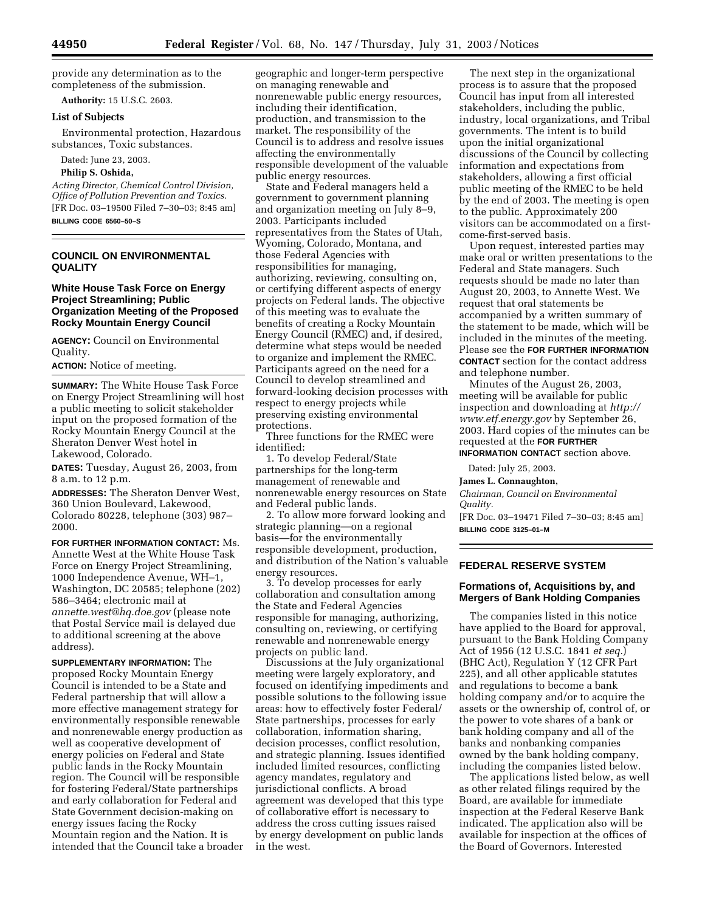provide any determination as to the completeness of the submission.

**Authority:** 15 U.S.C. 2603.

**List of Subjects**

Environmental protection, Hazardous substances, Toxic substances.

Dated: June 23, 2003.

**Philip S. Oshida,**

*Acting Director, Chemical Control Division, Office of Pollution Prevention and Toxics.*

[FR Doc. 03–19500 Filed 7–30–03; 8:45 am]

**BILLING CODE 6560–50–S**

## COUNCIL ON ENVIRONMENTAL QUALITY

### White House Task Force on Energy Project Streamlining; Public Organization Meeting of the Proposed Rocky Mountain Energy Council

**AGENCY:** Council on Environmental Quality.

**ACTION:** Notice of meeting.

**SUMMARY:** The White House Task Force on Energy Project Streamlining will host a public meeting to solicit stakeholder input on the proposed formation of the Rocky Mountain Energy Council at the Sheraton Denver West hotel in Lakewood, Colorado.

**DATES:** Tuesday, August 26, 2003, from 8 a.m. to 12 p.m.

**ADDRESSES:** The Sheraton Denver West, 360 Union Boulevard, Lakewood, Colorado 80228, telephone (303) 987–2000.

**FOR FURTHER INFORMATION CONTACT:** Ms. Annette West at the White House Task Force on Energy Project Streamlining, 1000 Independence Avenue, WH–1, Washington, DC 20585; telephone (202) 586–3464; electronic mail at *annette.west@hq.doe.gov* (please note that Postal Service mail is delayed due to additional screening at the above address).

**SUPPLEMENTARY INFORMATION:** The proposed Rocky Mountain Energy Council is intended to be a State and Federal partnership that will allow a more effective management strategy for environmentally responsible renewable and nonrenewable energy production as well as cooperative development of energy policies on Federal and State public lands in the Rocky Mountain region. The Council will be responsible for fostering Federal/State partnerships and early collaboration for Federal and State Government decision-making on energy issues facing the Rocky Mountain region and the Nation. It is intended that the Council take a broader geographic and longer-term perspective on managing renewable and nonrenewable public energy resources, including their identification, production, and transmission to the market. The responsibility of the Council is to address and resolve issues affecting the environmentally responsible development of the valuable public energy resources.

State and Federal managers held a government to government planning and organization meeting on July 8–9, 2003. Participants included representatives from the States of Utah, Wyoming, Colorado, Montana, and those Federal Agencies with responsibilities for managing, authorizing, reviewing, consulting on, or certifying different aspects of energy projects on Federal lands. The objective of this meeting was to evaluate the benefits of creating a Rocky Mountain Energy Council (RMEC) and, if desired, determine what steps would be needed to organize and implement the RMEC. Participants agreed on the need for a Council to develop streamlined and forward-looking decision processes with respect to energy projects while preserving existing environmental protections.

Three functions for the RMEC were identified:

1. To develop Federal/State partnerships for the long-term management of renewable and nonrenewable energy resources on State and Federal public lands.

2. To allow more forward looking and strategic planning—on a regional basis—for the environmentally responsible development, production, and distribution of the Nation's valuable energy resources.

3. To develop processes for early collaboration and consultation among the State and Federal Agencies responsible for managing, authorizing, consulting on, reviewing, or certifying renewable and nonrenewable energy projects on public land.

Discussions at the July organizational meeting were largely exploratory, and focused on identifying impediments and possible solutions to the following issue areas: how to effectively foster Federal/State partnerships, processes for early collaboration, information sharing, decision processes, conflict resolution, and strategic planning. Issues identified included limited resources, conflicting agency mandates, regulatory and jurisdictional conflicts. A broad agreement was developed that this type of collaborative effort is necessary to address the cross cutting issues raised by energy development on public lands in the west.

The next step in the organizational process is to assure that the proposed Council has input from all interested stakeholders, including the public, industry, local organizations, and Tribal governments. The intent is to build upon the initial organizational discussions of the Council by collecting information and expectations from stakeholders, allowing a first official public meeting of the RMEC to be held by the end of 2003. The meeting is open to the public. Approximately 200 visitors can be accommodated on a first-come-first-served basis.

Upon request, interested parties may make oral or written presentations to the Federal and State managers. Such requests should be made no later than August 20, 2003, to Annette West. We request that oral statements be accompanied by a written summary of the statement to be made, which will be included in the minutes of the meeting. Please see the **FOR FURTHER INFORMATION CONTACT** section for the contact address and telephone number.

Minutes of the August 26, 2003, meeting will be available for public inspection and downloading at *http://www.etf.energy.gov* by September 26, 2003. Hard copies of the minutes can be requested at the **FOR FURTHER INFORMATION CONTACT** section above.

Dated: July 25, 2003.

**James L. Connaughton,**

*Chairman, Council on Environmental Quality.*

[FR Doc. 03–19471 Filed 7–30–03; 8:45 am]

**BILLING CODE 3125–01–M**

## FEDERAL RESERVE SYSTEM

### Formations of, Acquisitions by, and Mergers of Bank Holding Companies

The companies listed in this notice have applied to the Board for approval, pursuant to the Bank Holding Company Act of 1956 (12 U.S.C. 1841 *et seq.*) (BHC Act), Regulation Y (12 CFR Part 225), and all other applicable statutes and regulations to become a bank holding company and/or to acquire the assets or the ownership of, control of, or the power to vote shares of a bank or bank holding company and all of the banks and nonbanking companies owned by the bank holding company, including the companies listed below.

The applications listed below, as well as other related filings required by the Board, are available for immediate inspection at the Federal Reserve Bank indicated. The application also will be available for inspection at the offices of the Board of Governors. Interested